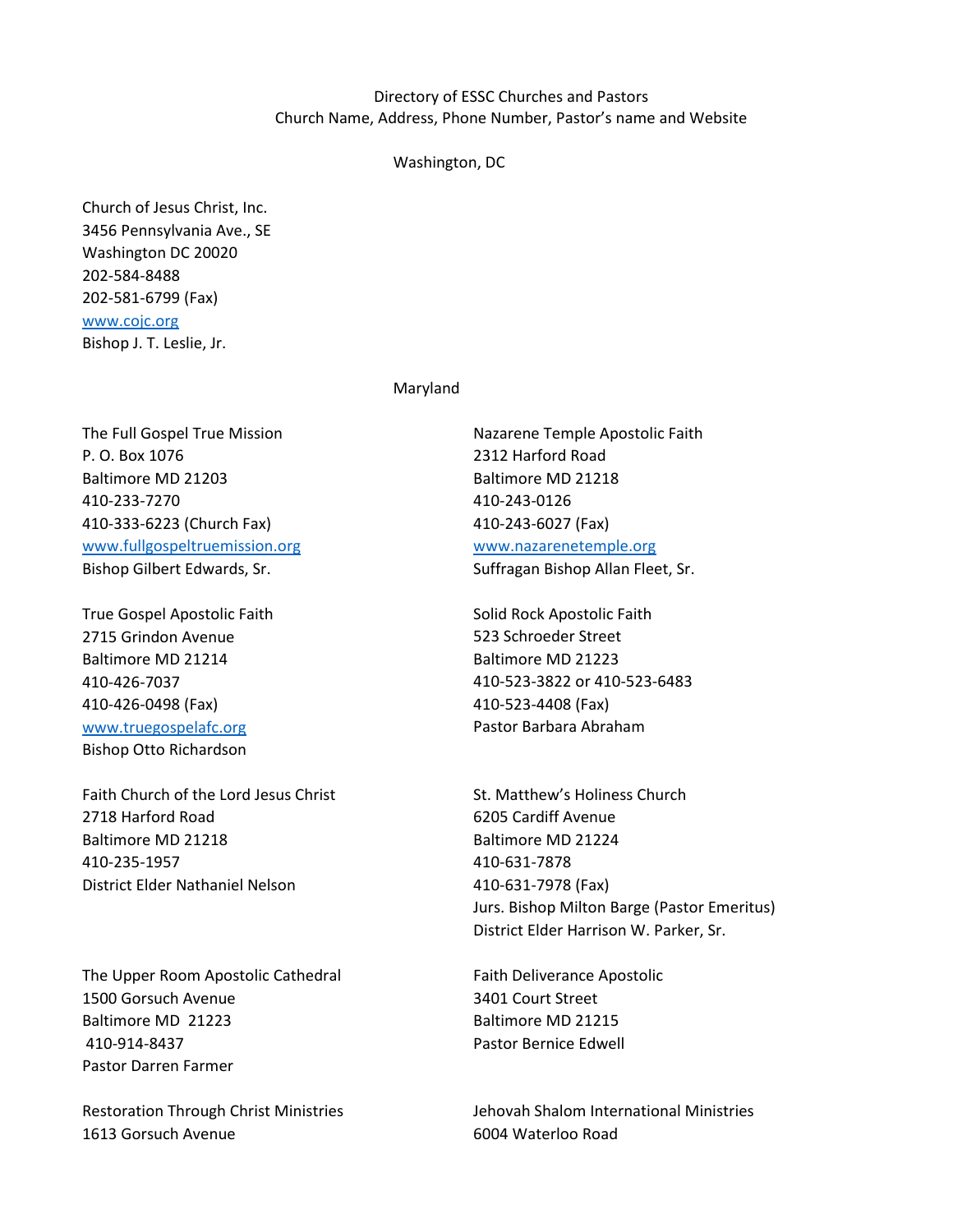# Directory of ESSC Churches and Pastors

Church Name, Address, Phone Number, Pastor's name and Website

## Washington, DC

Church of Jesus Christ, Inc.
3456 Pennsylvania Ave., SE
Washington DC 20020
202-584-8488
202-581-6799 (Fax)
www.cojc.org
Bishop J. T. Leslie, Jr.

## Maryland

The Full Gospel True Mission
P. O. Box 1076
Baltimore MD 21203
410-233-7270
410-333-6223 (Church Fax)
www.fullgospeltruemission.org
Bishop Gilbert Edwards, Sr.

Nazarene Temple Apostolic Faith
2312 Harford Road
Baltimore MD 21218
410-243-0126
410-243-6027 (Fax)
www.nazarenetemple.org
Suffragan Bishop Allan Fleet, Sr.

True Gospel Apostolic Faith
2715 Grindon Avenue
Baltimore MD 21214
410-426-7037
410-426-0498 (Fax)
www.truegospelafc.org
Bishop Otto Richardson

Solid Rock Apostolic Faith
523 Schroeder Street
Baltimore MD 21223
410-523-3822 or 410-523-6483
410-523-4408 (Fax)
Pastor Barbara Abraham

Faith Church of the Lord Jesus Christ
2718 Harford Road
Baltimore MD 21218
410-235-1957
District Elder Nathaniel Nelson

St. Matthew's Holiness Church
6205 Cardiff Avenue
Baltimore MD 21224
410-631-7878
410-631-7978 (Fax)
Jurs. Bishop Milton Barge (Pastor Emeritus)
District Elder Harrison W. Parker, Sr.

The Upper Room Apostolic Cathedral
1500 Gorsuch Avenue
Baltimore MD 21223
410-914-8437
Pastor Darren Farmer

Faith Deliverance Apostolic
3401 Court Street
Baltimore MD 21215
Pastor Bernice Edwell

Restoration Through Christ Ministries
1613 Gorsuch Avenue

Jehovah Shalom International Ministries
6004 Waterloo Road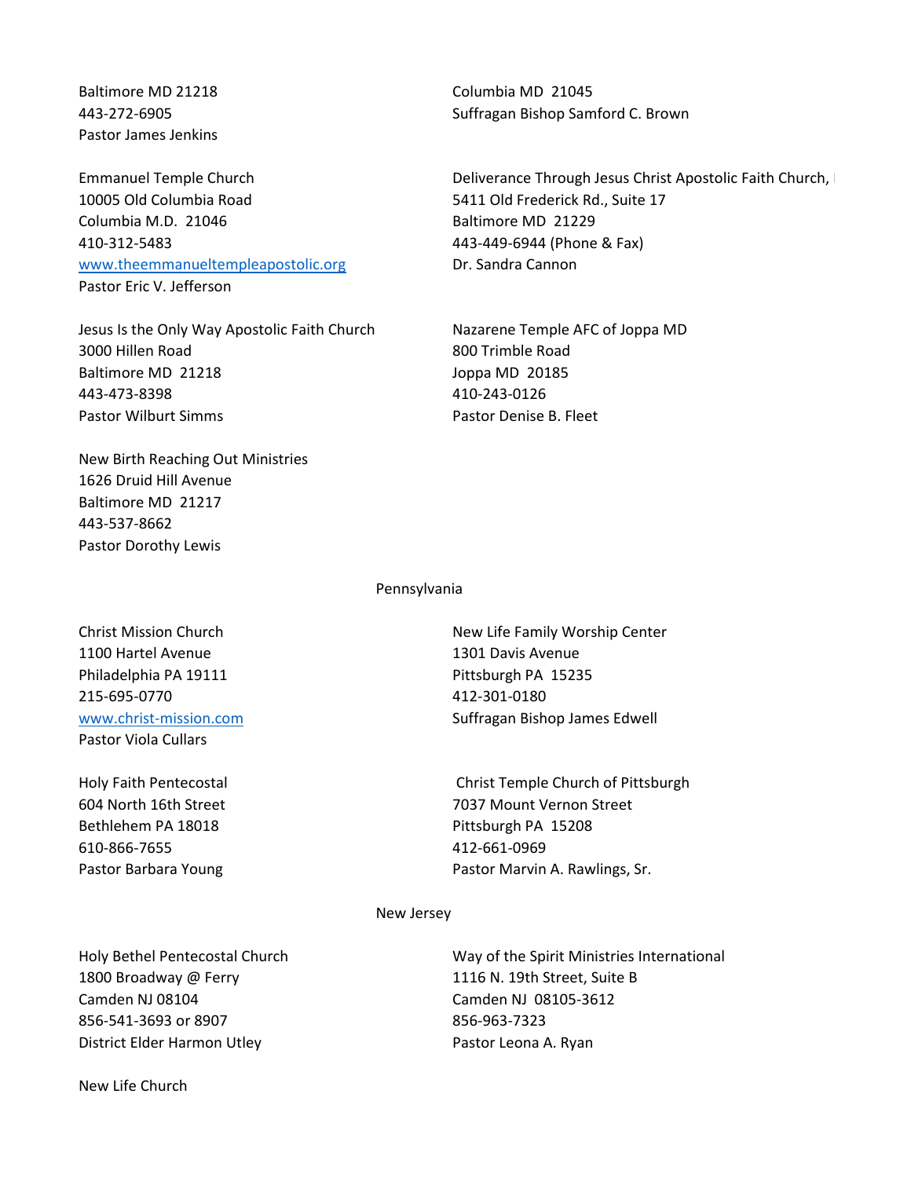Baltimore MD 21218
443-272-6905
Pastor James Jenkins

Columbia MD  21045
Suffragan Bishop Samford C. Brown

Emmanuel Temple Church
10005 Old Columbia Road
Columbia M.D.  21046
410-312-5483
www.theemmanueltempleapostolic.org
Pastor Eric V. Jefferson

Deliverance Through Jesus Christ Apostolic Faith Church,
5411 Old Frederick Rd., Suite 17
Baltimore MD  21229
443-449-6944 (Phone & Fax)
Dr. Sandra Cannon

Jesus Is the Only Way Apostolic Faith Church
3000 Hillen Road
Baltimore MD  21218
443-473-8398
Pastor Wilburt Simms

Nazarene Temple AFC of Joppa MD
800 Trimble Road
Joppa MD  20185
410-243-0126
Pastor Denise B. Fleet

New Birth Reaching Out Ministries
1626 Druid Hill Avenue
Baltimore MD  21217
443-537-8662
Pastor Dorothy Lewis

## Pennsylvania

Christ Mission Church
1100 Hartel Avenue
Philadelphia PA 19111
215-695-0770
www.christ-mission.com
Pastor Viola Cullars

New Life Family Worship Center
1301 Davis Avenue
Pittsburgh PA  15235
412-301-0180
Suffragan Bishop James Edwell

Holy Faith Pentecostal
604 North 16th Street
Bethlehem PA 18018
610-866-7655
Pastor Barbara Young

Christ Temple Church of Pittsburgh
7037 Mount Vernon Street
Pittsburgh PA  15208
412-661-0969
Pastor Marvin A. Rawlings, Sr.

## New Jersey

Holy Bethel Pentecostal Church
1800 Broadway @ Ferry
Camden NJ 08104
856-541-3693 or 8907
District Elder Harmon Utley

Way of the Spirit Ministries International
1116 N. 19th Street, Suite B
Camden NJ  08105-3612
856-963-7323
Pastor Leona A. Ryan

New Life Church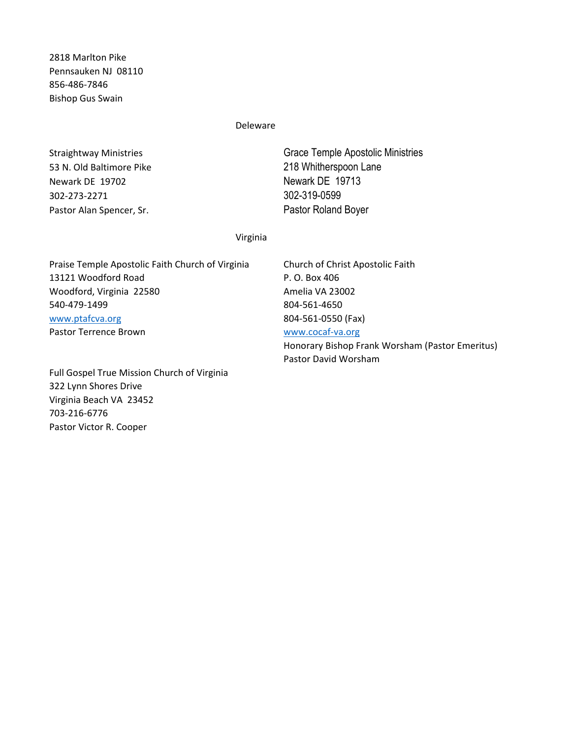2818 Marlton Pike
Pennsauken NJ 08110
856-486-7846
Bishop Gus Swain

## Deleware

Straightway Ministries
53 N. Old Baltimore Pike
Newark DE 19702
302-273-2271
Pastor Alan Spencer, Sr.

Grace Temple Apostolic Ministries
218 Whitherspoon Lane
Newark DE 19713
302-319-0599
Pastor Roland Boyer

## Virginia

Praise Temple Apostolic Faith Church of Virginia
13121 Woodford Road
Woodford, Virginia 22580
540-479-1499
www.ptafcva.org
Pastor Terrence Brown

Church of Christ Apostolic Faith
P. O. Box 406
Amelia VA 23002
804-561-4650
804-561-0550 (Fax)
www.cocaf-va.org
Honorary Bishop Frank Worsham (Pastor Emeritus)
Pastor David Worsham

Full Gospel True Mission Church of Virginia
322 Lynn Shores Drive
Virginia Beach VA 23452
703-216-6776
Pastor Victor R. Cooper